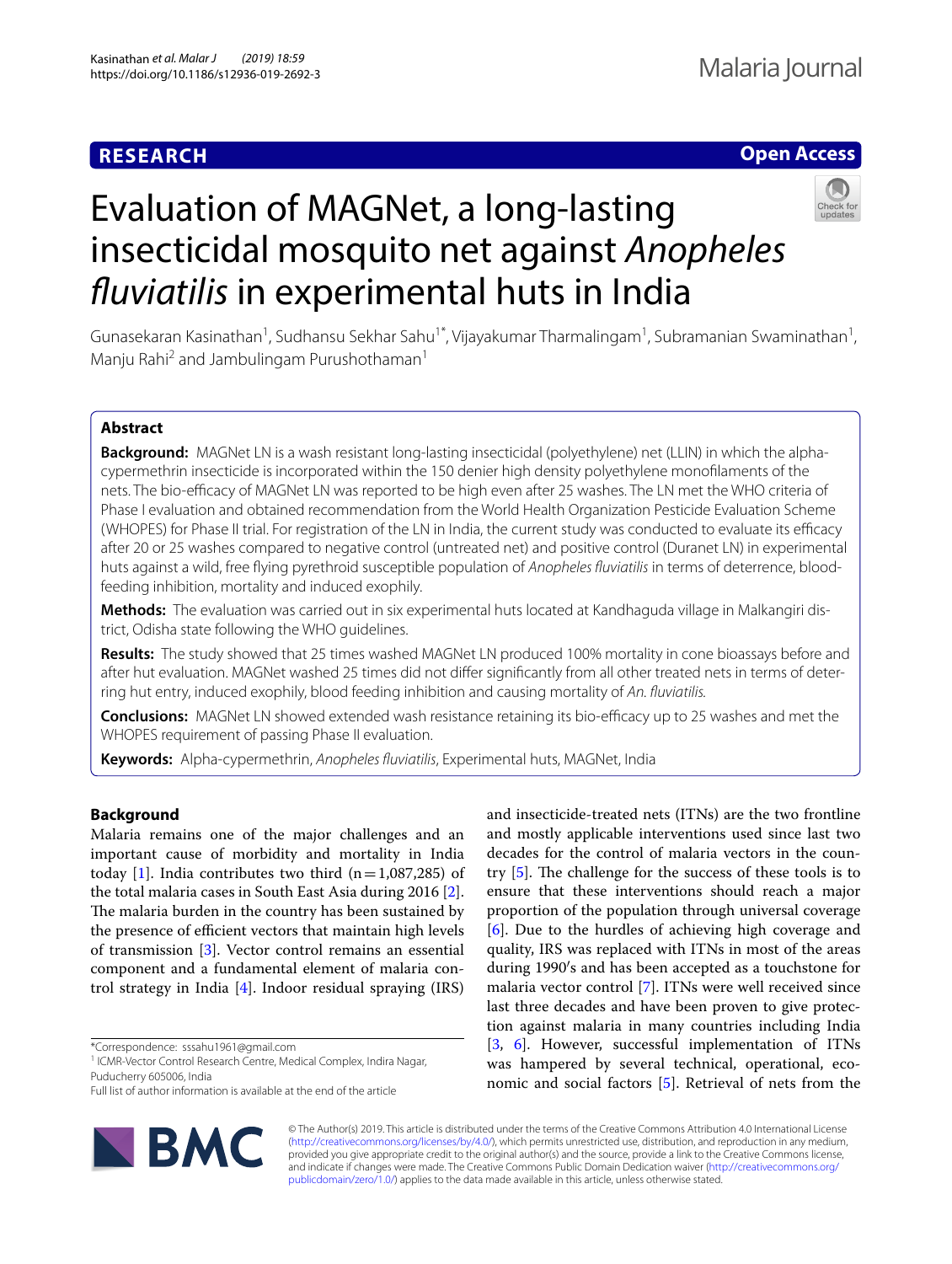**RESEARCH** **Open Access**

# Evaluation of MAGNet, a long-lasting insecticidal mosquito net against *Anopheles fluviatilis* in experimental huts in India

Gunasekaran Kasinathan[1], Sudhansu Sekhar Sahu[1*], Vijayakumar Tharmalingam[1], Subramanian Swaminathan[1], Manju Rahi[2] and Jambulingam Purushothaman[1]

## Abstract

**Background:** MAGNet LN is a wash resistant long-lasting insecticidal (polyethylene) net (LLIN) in which the alpha-cypermethrin insecticide is incorporated within the 150 denier high density polyethylene monofilaments of the nets. The bio-efficacy of MAGNet LN was reported to be high even after 25 washes. The LN met the WHO criteria of Phase I evaluation and obtained recommendation from the World Health Organization Pesticide Evaluation Scheme (WHOPES) for Phase II trial. For registration of the LN in India, the current study was conducted to evaluate its efficacy after 20 or 25 washes compared to negative control (untreated net) and positive control (Duranet LN) in experimental huts against a wild, free flying pyrethroid susceptible population of *Anopheles fluviatilis* in terms of deterrence, blood-feeding inhibition, mortality and induced exophily.

**Methods:** The evaluation was carried out in six experimental huts located at Kandhaguda village in Malkangiri district, Odisha state following the WHO guidelines.

**Results:** The study showed that 25 times washed MAGNet LN produced 100% mortality in cone bioassays before and after hut evaluation. MAGNet washed 25 times did not differ significantly from all other treated nets in terms of deterring hut entry, induced exophily, blood feeding inhibition and causing mortality of *An. fluviatilis*.

**Conclusions:** MAGNet LN showed extended wash resistance retaining its bio-efficacy up to 25 washes and met the WHOPES requirement of passing Phase II evaluation.

**Keywords:** Alpha-cypermethrin, *Anopheles fluviatilis*, Experimental huts, MAGNet, India

## Background

Malaria remains one of the major challenges and an important cause of morbidity and mortality in India today [1]. India contributes two third (n = 1,087,285) of the total malaria cases in South East Asia during 2016 [2]. The malaria burden in the country has been sustained by the presence of efficient vectors that maintain high levels of transmission [3]. Vector control remains an essential component and a fundamental element of malaria control strategy in India [4]. Indoor residual spraying (IRS) and insecticide-treated nets (ITNs) are the two frontline and mostly applicable interventions used since last two decades for the control of malaria vectors in the country [5]. The challenge for the success of these tools is to ensure that these interventions should reach a major proportion of the population through universal coverage [6]. Due to the hurdles of achieving high coverage and quality, IRS was replaced with ITNs in most of the areas during 1990′s and has been accepted as a touchstone for malaria vector control [7]. ITNs were well received since last three decades and have been proven to give protection against malaria in many countries including India [3, 6]. However, successful implementation of ITNs was hampered by several technical, operational, economic and social factors [5]. Retrieval of nets from the

*Correspondence: sssahu1961@gmail.com
[1] ICMR-Vector Control Research Centre, Medical Complex, Indira Nagar, Puducherry 605006, India
Full list of author information is available at the end of the article

© The Author(s) 2019. This article is distributed under the terms of the Creative Commons Attribution 4.0 International License (http://creativecommons.org/licenses/by/4.0/), which permits unrestricted use, distribution, and reproduction in any medium, provided you give appropriate credit to the original author(s) and the source, provide a link to the Creative Commons license, and indicate if changes were made. The Creative Commons Public Domain Dedication waiver (http://creativecommons.org/publicdomain/zero/1.0/) applies to the data made available in this article, unless otherwise stated.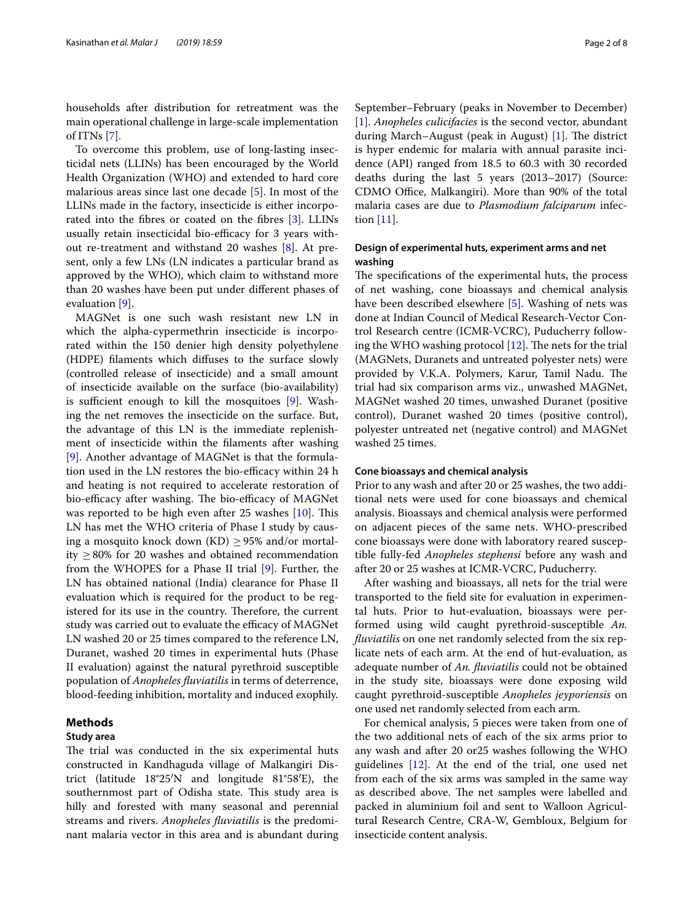households after distribution for retreatment was the main operational challenge in large-scale implementation of ITNs [7].

To overcome this problem, use of long-lasting insecticidal nets (LLINs) has been encouraged by the World Health Organization (WHO) and extended to hard core malarious areas since last one decade [5]. In most of the LLINs made in the factory, insecticide is either incorporated into the fibres or coated on the fibres [3]. LLINs usually retain insecticidal bio-efficacy for 3 years without re-treatment and withstand 20 washes [8]. At present, only a few LNs (LN indicates a particular brand as approved by the WHO), which claim to withstand more than 20 washes have been put under different phases of evaluation [9].

MAGNet is one such wash resistant new LN in which the alpha-cypermethrin insecticide is incorporated within the 150 denier high density polyethylene (HDPE) filaments which diffuses to the surface slowly (controlled release of insecticide) and a small amount of insecticide available on the surface (bio-availability) is sufficient enough to kill the mosquitoes [9]. Washing the net removes the insecticide on the surface. But, the advantage of this LN is the immediate replenishment of insecticide within the filaments after washing [9]. Another advantage of MAGNet is that the formulation used in the LN restores the bio-efficacy within 24 h and heating is not required to accelerate restoration of bio-efficacy after washing. The bio-efficacy of MAGNet was reported to be high even after 25 washes [10]. This LN has met the WHO criteria of Phase I study by causing a mosquito knock down (KD) ≥ 95% and/or mortality ≥ 80% for 20 washes and obtained recommendation from the WHOPES for a Phase II trial [9]. Further, the LN has obtained national (India) clearance for Phase II evaluation which is required for the product to be registered for its use in the country. Therefore, the current study was carried out to evaluate the efficacy of MAGNet LN washed 20 or 25 times compared to the reference LN, Duranet, washed 20 times in experimental huts (Phase II evaluation) against the natural pyrethroid susceptible population of *Anopheles fluviatilis* in terms of deterrence, blood-feeding inhibition, mortality and induced exophily.

## Methods

### Study area

The trial was conducted in the six experimental huts constructed in Kandhaguda village of Malkangiri District (latitude 18°25′N and longitude 81°58′E), the southernmost part of Odisha state. This study area is hilly and forested with many seasonal and perennial streams and rivers. *Anopheles fluviatilis* is the predominant malaria vector in this area and is abundant during September–February (peaks in November to December) [1]. *Anopheles culicifacies* is the second vector, abundant during March–August (peak in August) [1]. The district is hyper endemic for malaria with annual parasite incidence (API) ranged from 18.5 to 60.3 with 30 recorded deaths during the last 5 years (2013–2017) (Source: CDMO Office, Malkangiri). More than 90% of the total malaria cases are due to *Plasmodium falciparum* infection [11].

### Design of experimental huts, experiment arms and net washing

The specifications of the experimental huts, the process of net washing, cone bioassays and chemical analysis have been described elsewhere [5]. Washing of nets was done at Indian Council of Medical Research-Vector Control Research centre (ICMR-VCRC), Puducherry following the WHO washing protocol [12]. The nets for the trial (MAGNets, Duranets and untreated polyester nets) were provided by V.K.A. Polymers, Karur, Tamil Nadu. The trial had six comparison arms viz., unwashed MAGNet, MAGNet washed 20 times, unwashed Duranet (positive control), Duranet washed 20 times (positive control), polyester untreated net (negative control) and MAGNet washed 25 times.

### Cone bioassays and chemical analysis

Prior to any wash and after 20 or 25 washes, the two additional nets were used for cone bioassays and chemical analysis. Bioassays and chemical analysis were performed on adjacent pieces of the same nets. WHO-prescribed cone bioassays were done with laboratory reared susceptible fully-fed *Anopheles stephensi* before any wash and after 20 or 25 washes at ICMR-VCRC, Puducherry.

After washing and bioassays, all nets for the trial were transported to the field site for evaluation in experimental huts. Prior to hut-evaluation, bioassays were performed using wild caught pyrethroid-susceptible *An. fluviatilis* on one net randomly selected from the six replicate nets of each arm. At the end of hut-evaluation, as adequate number of *An. fluviatilis* could not be obtained in the study site, bioassays were done exposing wild caught pyrethroid-susceptible *Anopheles jeyporiensis* on one used net randomly selected from each arm.

For chemical analysis, 5 pieces were taken from one of the two additional nets of each of the six arms prior to any wash and after 20 or25 washes following the WHO guidelines [12]. At the end of the trial, one used net from each of the six arms was sampled in the same way as described above. The net samples were labelled and packed in aluminium foil and sent to Walloon Agricultural Research Centre, CRA-W, Gembloux, Belgium for insecticide content analysis.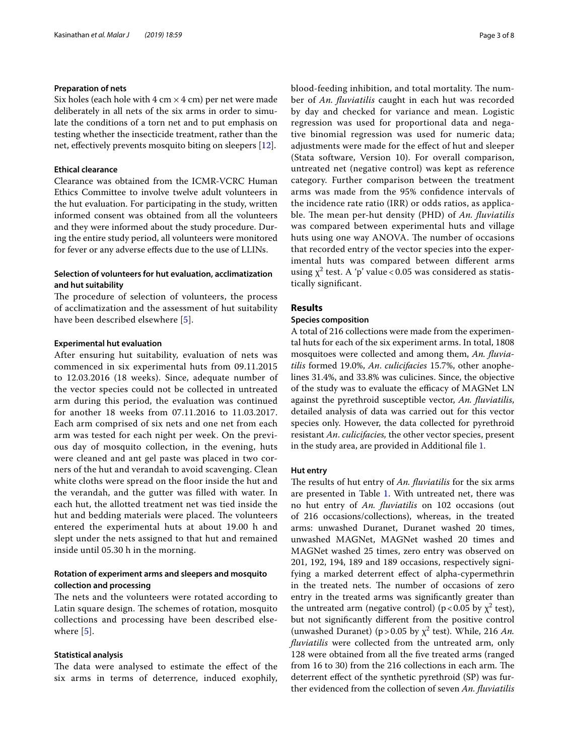### Preparation of nets

Six holes (each hole with 4 cm × 4 cm) per net were made deliberately in all nets of the six arms in order to simulate the conditions of a torn net and to put emphasis on testing whether the insecticide treatment, rather than the net, effectively prevents mosquito biting on sleepers [12].

### Ethical clearance

Clearance was obtained from the ICMR-VCRC Human Ethics Committee to involve twelve adult volunteers in the hut evaluation. For participating in the study, written informed consent was obtained from all the volunteers and they were informed about the study procedure. During the entire study period, all volunteers were monitored for fever or any adverse effects due to the use of LLINs.

### Selection of volunteers for hut evaluation, acclimatization and hut suitability

The procedure of selection of volunteers, the process of acclimatization and the assessment of hut suitability have been described elsewhere [5].

### Experimental hut evaluation

After ensuring hut suitability, evaluation of nets was commenced in six experimental huts from 09.11.2015 to 12.03.2016 (18 weeks). Since, adequate number of the vector species could not be collected in untreated arm during this period, the evaluation was continued for another 18 weeks from 07.11.2016 to 11.03.2017. Each arm comprised of six nets and one net from each arm was tested for each night per week. On the previous day of mosquito collection, in the evening, huts were cleaned and ant gel paste was placed in two corners of the hut and verandah to avoid scavenging. Clean white cloths were spread on the floor inside the hut and the verandah, and the gutter was filled with water. In each hut, the allotted treatment net was tied inside the hut and bedding materials were placed. The volunteers entered the experimental huts at about 19.00 h and slept under the nets assigned to that hut and remained inside until 05.30 h in the morning.

### Rotation of experiment arms and sleepers and mosquito collection and processing

The nets and the volunteers were rotated according to Latin square design. The schemes of rotation, mosquito collections and processing have been described elsewhere [5].

### Statistical analysis

The data were analysed to estimate the effect of the six arms in terms of deterrence, induced exophily, blood-feeding inhibition, and total mortality. The number of *An. fluviatilis* caught in each hut was recorded by day and checked for variance and mean. Logistic regression was used for proportional data and negative binomial regression was used for numeric data; adjustments were made for the effect of hut and sleeper (Stata software, Version 10). For overall comparison, untreated net (negative control) was kept as reference category. Further comparison between the treatment arms was made from the 95% confidence intervals of the incidence rate ratio (IRR) or odds ratios, as applicable. The mean per-hut density (PHD) of *An. fluviatilis* was compared between experimental huts and village huts using one way ANOVA. The number of occasions that recorded entry of the vector species into the experimental huts was compared between different arms using $\chi^2$ test. A 'p' value $< 0.05$ was considered as statistically significant.

## Results

### Species composition

A total of 216 collections were made from the experimental huts for each of the six experiment arms. In total, 1808 mosquitoes were collected and among them, *An. fluviatilis* formed 19.0%, *An*. *culicifacies* 15.7%, other anophelines 31.4%, and 33.8% was culicines. Since, the objective of the study was to evaluate the efficacy of MAGNet LN against the pyrethroid susceptible vector, *An. fluviatilis*, detailed analysis of data was carried out for this vector species only. However, the data collected for pyrethroid resistant *An. culicifacies,* the other vector species, present in the study area, are provided in Additional file 1.

### Hut entry

The results of hut entry of *An. fluviatilis* for the six arms are presented in Table 1. With untreated net, there was no hut entry of *An. fluviatilis* on 102 occasions (out of 216 occasions/collections), whereas, in the treated arms: unwashed Duranet, Duranet washed 20 times, unwashed MAGNet, MAGNet washed 20 times and MAGNet washed 25 times, zero entry was observed on 201, 192, 194, 189 and 189 occasions, respectively signifying a marked deterrent effect of alpha-cypermethrin in the treated nets. The number of occasions of zero entry in the treated arms was significantly greater than the untreated arm (negative control) ($p < 0.05$ by $\chi^2$ test), but not significantly different from the positive control (unwashed Duranet) ($p > 0.05$ by $\chi^2$ test). While, 216 *An. fluviatilis* were collected from the untreated arm, only 128 were obtained from all the five treated arms (ranged from 16 to 30) from the 216 collections in each arm. The deterrent effect of the synthetic pyrethroid (SP) was further evidenced from the collection of seven *An. fluviatilis*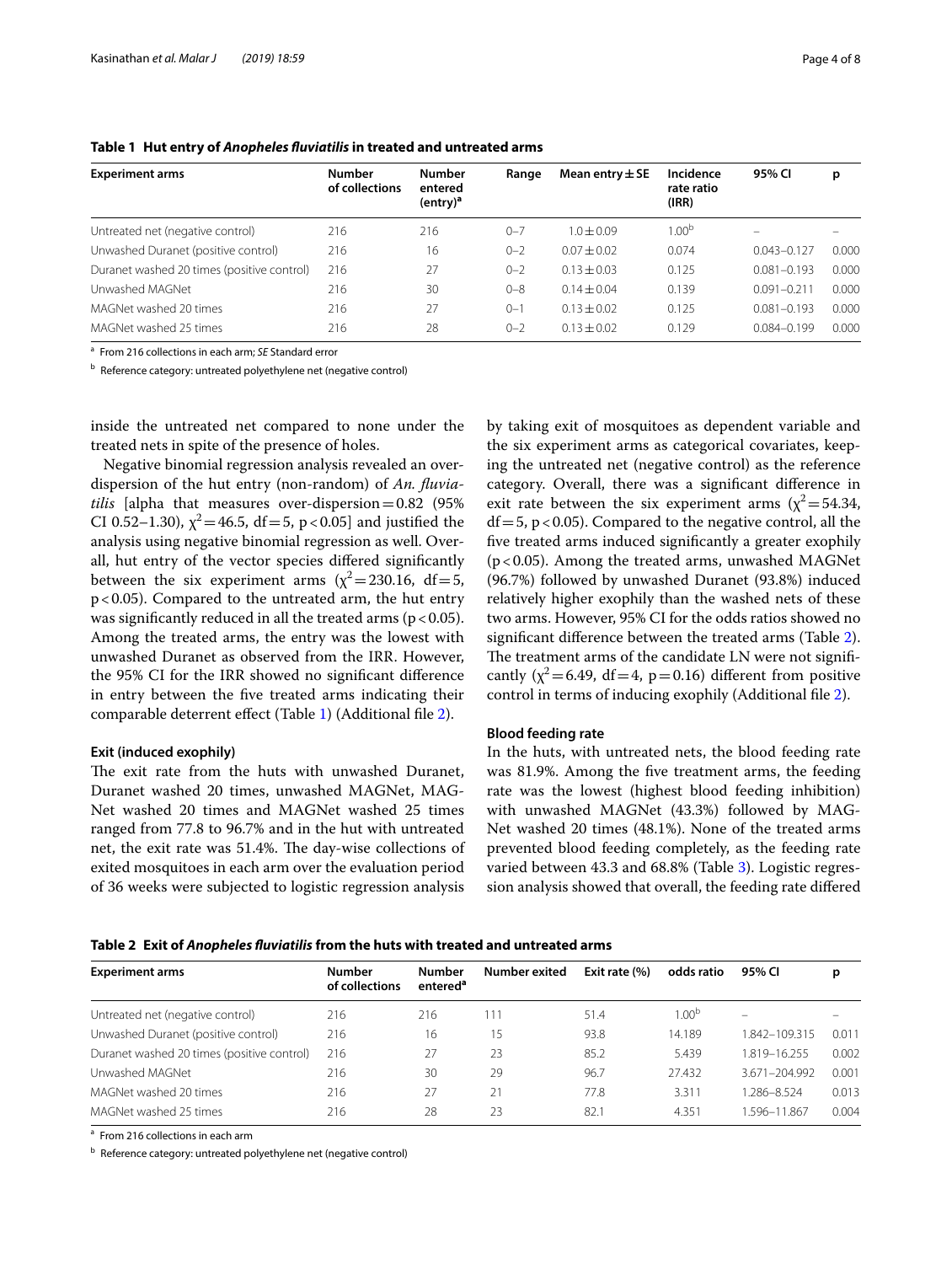**Table 1 Hut entry of *Anopheles fluviatilis* in treated and untreated arms**

| Experiment arms | Number of collections | Number entered (entry)[a] | Range | Mean entry ± SE | Incidence rate ratio (IRR) | 95% CI | p |
|---|---|---|---|---|---|---|---|
| Untreated net (negative control) | 216 | 216 | 0–7 | 1.0 ± 0.09 | 1.00[b] | – | – |
| Unwashed Duranet (positive control) | 216 | 16 | 0–2 | 0.07 ± 0.02 | 0.074 | 0.043–0.127 | 0.000 |
| Duranet washed 20 times (positive control) | 216 | 27 | 0–2 | 0.13 ± 0.03 | 0.125 | 0.081–0.193 | 0.000 |
| Unwashed MAGNet | 216 | 30 | 0–8 | 0.14 ± 0.04 | 0.139 | 0.091–0.211 | 0.000 |
| MAGNet washed 20 times | 216 | 27 | 0–1 | 0.13 ± 0.02 | 0.125 | 0.081–0.193 | 0.000 |
| MAGNet washed 25 times | 216 | 28 | 0–2 | 0.13 ± 0.02 | 0.129 | 0.084–0.199 | 0.000 |

[a] From 216 collections in each arm; *SE* Standard error

[b] Reference category: untreated polyethylene net (negative control)

inside the untreated net compared to none under the treated nets in spite of the presence of holes.

Negative binomial regression analysis revealed an over-dispersion of the hut entry (non-random) of *An. fluviatilis* [alpha that measures over-dispersion = 0.82 (95% CI 0.52–1.30), $\chi^2 = 46.5$, df = 5, $p < 0.05$] and justified the analysis using negative binomial regression as well. Overall, hut entry of the vector species differed significantly between the six experiment arms ($\chi^2 = 230.16$, df = 5, $p < 0.05$). Compared to the untreated arm, the hut entry was significantly reduced in all the treated arms ($p < 0.05$). Among the treated arms, the entry was the lowest with unwashed Duranet as observed from the IRR. However, the 95% CI for the IRR showed no significant difference in entry between the five treated arms indicating their comparable deterrent effect (Table 1) (Additional file 2).

### Exit (induced exophily)

The exit rate from the huts with unwashed Duranet, Duranet washed 20 times, unwashed MAGNet, MAGNet washed 20 times and MAGNet washed 25 times ranged from 77.8 to 96.7% and in the hut with untreated net, the exit rate was 51.4%. The day-wise collections of exited mosquitoes in each arm over the evaluation period of 36 weeks were subjected to logistic regression analysis by taking exit of mosquitoes as dependent variable and the six experiment arms as categorical covariates, keeping the untreated net (negative control) as the reference category. Overall, there was a significant difference in exit rate between the six experiment arms ($\chi^2 = 54.34$, df = 5, $p < 0.05$). Compared to the negative control, all the five treated arms induced significantly a greater exophily ($p < 0.05$). Among the treated arms, unwashed MAGNet (96.7%) followed by unwashed Duranet (93.8%) induced relatively higher exophily than the washed nets of these two arms. However, 95% CI for the odds ratios showed no significant difference between the treated arms (Table 2). The treatment arms of the candidate LN were not significantly ($\chi^2 = 6.49$, df = 4, p = 0.16) different from positive control in terms of inducing exophily (Additional file 2).

### Blood feeding rate

In the huts, with untreated nets, the blood feeding rate was 81.9%. Among the five treatment arms, the feeding rate was the lowest (highest blood feeding inhibition) with unwashed MAGNet (43.3%) followed by MAGNet washed 20 times (48.1%). None of the treated arms prevented blood feeding completely, as the feeding rate varied between 43.3 and 68.8% (Table 3). Logistic regression analysis showed that overall, the feeding rate differed

**Table 2 Exit of *Anopheles fluviatilis* from the huts with treated and untreated arms**

| Experiment arms | Number of collections | Number entered[a] | Number exited | Exit rate (%) | odds ratio | 95% CI | p |
|---|---|---|---|---|---|---|---|
| Untreated net (negative control) | 216 | 216 | 111 | 51.4 | 1.00[b] | – | – |
| Unwashed Duranet (positive control) | 216 | 16 | 15 | 93.8 | 14.189 | 1.842–109.315 | 0.011 |
| Duranet washed 20 times (positive control) | 216 | 27 | 23 | 85.2 | 5.439 | 1.819–16.255 | 0.002 |
| Unwashed MAGNet | 216 | 30 | 29 | 96.7 | 27.432 | 3.671–204.992 | 0.001 |
| MAGNet washed 20 times | 216 | 27 | 21 | 77.8 | 3.311 | 1.286–8.524 | 0.013 |
| MAGNet washed 25 times | 216 | 28 | 23 | 82.1 | 4.351 | 1.596–11.867 | 0.004 |

[a] From 216 collections in each arm

[b] Reference category: untreated polyethylene net (negative control)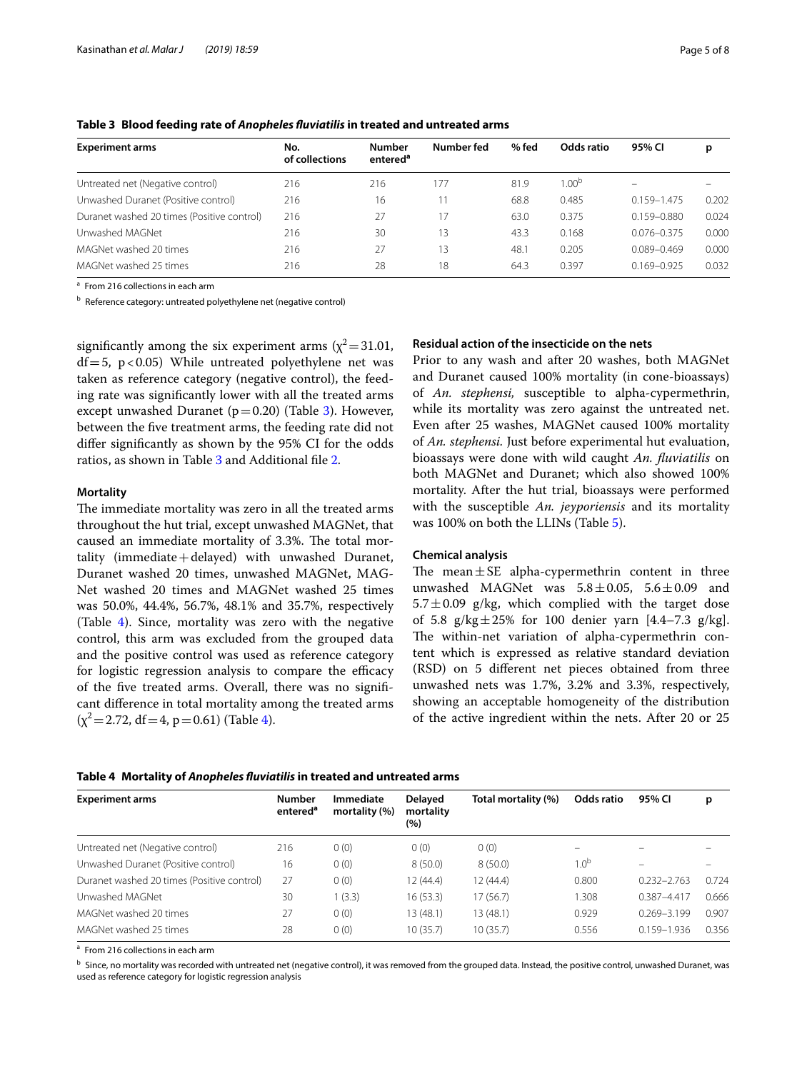**Table 3 Blood feeding rate of *Anopheles fluviatilis* in treated and untreated arms**

| Experiment arms | No. of collections | Number entered[a] | Number fed | % fed | Odds ratio | 95% CI | p |
|---|---|---|---|---|---|---|---|
| Untreated net (Negative control) | 216 | 216 | 177 | 81.9 | 1.00[b] | – | – |
| Unwashed Duranet (Positive control) | 216 | 16 | 11 | 68.8 | 0.485 | 0.159–1.475 | 0.202 |
| Duranet washed 20 times (Positive control) | 216 | 27 | 17 | 63.0 | 0.375 | 0.159–0.880 | 0.024 |
| Unwashed MAGNet | 216 | 30 | 13 | 43.3 | 0.168 | 0.076–0.375 | 0.000 |
| MAGNet washed 20 times | 216 | 27 | 13 | 48.1 | 0.205 | 0.089–0.469 | 0.000 |
| MAGNet washed 25 times | 216 | 28 | 18 | 64.3 | 0.397 | 0.169–0.925 | 0.032 |

[a] From 216 collections in each arm

[b] Reference category: untreated polyethylene net (negative control)

significantly among the six experiment arms ($\chi^2 = 31.01$, df = 5, $p < 0.05$) While untreated polyethylene net was taken as reference category (negative control), the feeding rate was significantly lower with all the treated arms except unwashed Duranet ($p = 0.20$) (Table 3). However, between the five treatment arms, the feeding rate did not differ significantly as shown by the 95% CI for the odds ratios, as shown in Table 3 and Additional file 2.

#### Mortality

The immediate mortality was zero in all the treated arms throughout the hut trial, except unwashed MAGNet, that caused an immediate mortality of 3.3%. The total mortality (immediate + delayed) with unwashed Duranet, Duranet washed 20 times, unwashed MAGNet, MAGNet washed 20 times and MAGNet washed 25 times was 50.0%, 44.4%, 56.7%, 48.1% and 35.7%, respectively (Table 4). Since, mortality was zero with the negative control, this arm was excluded from the grouped data and the positive control was used as reference category for logistic regression analysis to compare the efficacy of the five treated arms. Overall, there was no significant difference in total mortality among the treated arms ($\chi^2 = 2.72$, df = 4, $p = 0.61$) (Table 4).

#### Residual action of the insecticide on the nets

Prior to any wash and after 20 washes, both MAGNet and Duranet caused 100% mortality (in cone-bioassays) of *An. stephensi,* susceptible to alpha-cypermethrin, while its mortality was zero against the untreated net. Even after 25 washes, MAGNet caused 100% mortality of *An. stephensi.* Just before experimental hut evaluation, bioassays were done with wild caught *An. fluviatilis* on both MAGNet and Duranet; which also showed 100% mortality. After the hut trial, bioassays were performed with the susceptible *An. jeyporiensis* and its mortality was 100% on both the LLINs (Table 5).

#### Chemical analysis

The mean ± SE alpha-cypermethrin content in three unwashed MAGNet was 5.8 ± 0.05, 5.6 ± 0.09 and 5.7 ± 0.09 g/kg, which complied with the target dose of 5.8 g/kg ± 25% for 100 denier yarn [4.4–7.3 g/kg]. The within-net variation of alpha-cypermethrin content which is expressed as relative standard deviation (RSD) on 5 different net pieces obtained from three unwashed nets was 1.7%, 3.2% and 3.3%, respectively, showing an acceptable homogeneity of the distribution of the active ingredient within the nets. After 20 or 25

**Table 4 Mortality of *Anopheles fluviatilis* in treated and untreated arms**

| Experiment arms | Number entered[a] | Immediate mortality (%) | Delayed mortality (%) | Total mortality (%) | Odds ratio | 95% CI | p |
|---|---|---|---|---|---|---|---|
| Untreated net (Negative control) | 216 | 0 (0) | 0 (0) | 0 (0) | – | – | – |
| Unwashed Duranet (Positive control) | 16 | 0 (0) | 8 (50.0) | 8 (50.0) | 1.0[b] | – | – |
| Duranet washed 20 times (Positive control) | 27 | 0 (0) | 12 (44.4) | 12 (44.4) | 0.800 | 0.232–2.763 | 0.724 |
| Unwashed MAGNet | 30 | 1 (3.3) | 16 (53.3) | 17 (56.7) | 1.308 | 0.387–4.417 | 0.666 |
| MAGNet washed 20 times | 27 | 0 (0) | 13 (48.1) | 13 (48.1) | 0.929 | 0.269–3.199 | 0.907 |
| MAGNet washed 25 times | 28 | 0 (0) | 10 (35.7) | 10 (35.7) | 0.556 | 0.159–1.936 | 0.356 |

[a] From 216 collections in each arm

[b] Since, no mortality was recorded with untreated net (negative control), it was removed from the grouped data. Instead, the positive control, unwashed Duranet, was used as reference category for logistic regression analysis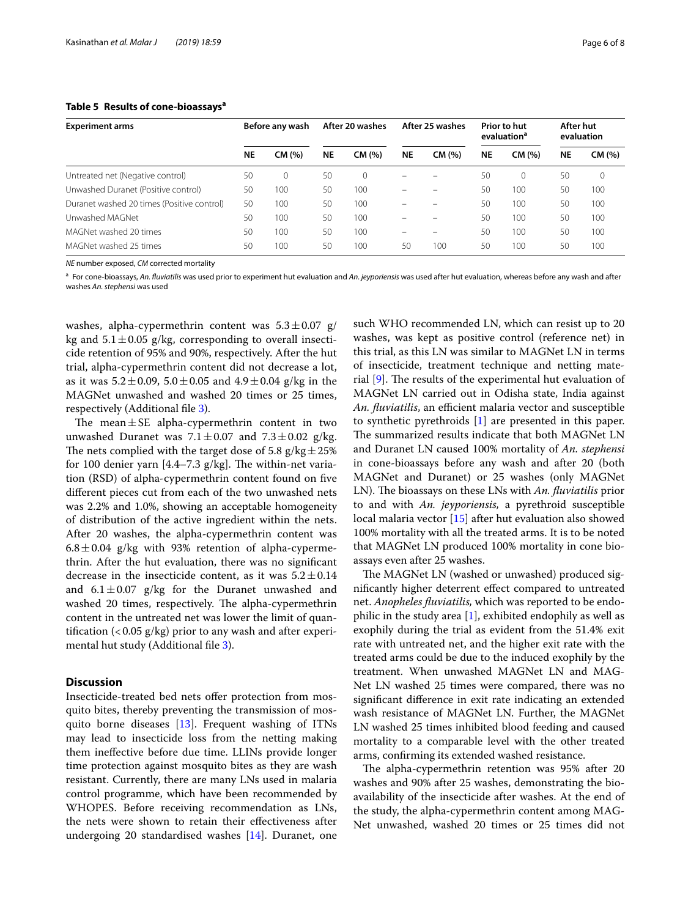**Table 5 Results of cone-bioassays[a]**

| Experiment arms | Before any wash | | After 20 washes | | After 25 washes | | Prior to hut evaluation[a] | | After hut evaluation | |
|---|---|---|---|---|---|---|---|---|---|---|
| | NE | CM (%) | NE | CM (%) | NE | CM (%) | NE | CM (%) | NE | CM (%) |
| Untreated net (Negative control) | 50 | 0 | 50 | 0 | – | – | 50 | 0 | 50 | 0 |
| Unwashed Duranet (Positive control) | 50 | 100 | 50 | 100 | – | – | 50 | 100 | 50 | 100 |
| Duranet washed 20 times (Positive control) | 50 | 100 | 50 | 100 | – | – | 50 | 100 | 50 | 100 |
| Unwashed MAGNet | 50 | 100 | 50 | 100 | – | – | 50 | 100 | 50 | 100 |
| MAGNet washed 20 times | 50 | 100 | 50 | 100 | – | – | 50 | 100 | 50 | 100 |
| MAGNet washed 25 times | 50 | 100 | 50 | 100 | 50 | 100 | 50 | 100 | 50 | 100 |

*NE* number exposed, *CM* corrected mortality

[a] For cone-bioassays, *An. fluviatilis* was used prior to experiment hut evaluation and *An. jeyporiensis* was used after hut evaluation, whereas before any wash and after washes *An. stephensi* was used

washes, alpha-cypermethrin content was $5.3 \pm 0.07$ g/kg and $5.1 \pm 0.05$ g/kg, corresponding to overall insecticide retention of 95% and 90%, respectively. After the hut trial, alpha-cypermethrin content did not decrease a lot, as it was $5.2 \pm 0.09$, $5.0 \pm 0.05$ and $4.9 \pm 0.04$ g/kg in the MAGNet unwashed and washed 20 times or 25 times, respectively (Additional file 3).

The mean $\pm$ SE alpha-cypermethrin content in two unwashed Duranet was $7.1 \pm 0.07$ and $7.3 \pm 0.02$ g/kg. The nets complied with the target dose of 5.8 g/kg $\pm$ 25% for 100 denier yarn [4.4–7.3 g/kg]. The within-net variation (RSD) of alpha-cypermethrin content found on five different pieces cut from each of the two unwashed nets was 2.2% and 1.0%, showing an acceptable homogeneity of distribution of the active ingredient within the nets. After 20 washes, the alpha-cypermethrin content was $6.8 \pm 0.04$ g/kg with 93% retention of alpha-cypermethrin. After the hut evaluation, there was no significant decrease in the insecticide content, as it was $5.2 \pm 0.14$ and $6.1 \pm 0.07$ g/kg for the Duranet unwashed and washed 20 times, respectively. The alpha-cypermethrin content in the untreated net was lower the limit of quantification (< 0.05 g/kg) prior to any wash and after experimental hut study (Additional file 3).

## Discussion

Insecticide-treated bed nets offer protection from mosquito bites, thereby preventing the transmission of mosquito borne diseases [13]. Frequent washing of ITNs may lead to insecticide loss from the netting making them ineffective before due time. LLINs provide longer time protection against mosquito bites as they are wash resistant. Currently, there are many LNs used in malaria control programme, which have been recommended by WHOPES. Before receiving recommendation as LNs, the nets were shown to retain their effectiveness after undergoing 20 standardised washes [14]. Duranet, one such WHO recommended LN, which can resist up to 20 washes, was kept as positive control (reference net) in this trial, as this LN was similar to MAGNet LN in terms of insecticide, treatment technique and netting material [9]. The results of the experimental hut evaluation of MAGNet LN carried out in Odisha state, India against *An. fluviatilis*, an efficient malaria vector and susceptible to synthetic pyrethroids [1] are presented in this paper. The summarized results indicate that both MAGNet LN and Duranet LN caused 100% mortality of *An. stephensi* in cone-bioassays before any wash and after 20 (both MAGNet and Duranet) or 25 washes (only MAGNet LN). The bioassays on these LNs with *An. fluviatilis* prior to and with *An. jeyporiensis,* a pyrethroid susceptible local malaria vector [15] after hut evaluation also showed 100% mortality with all the treated arms. It is to be noted that MAGNet LN produced 100% mortality in cone bioassays even after 25 washes.

The MAGNet LN (washed or unwashed) produced significantly higher deterrent effect compared to untreated net. *Anopheles fluviatilis,* which was reported to be endophilic in the study area [1], exhibited endophily as well as exophily during the trial as evident from the 51.4% exit rate with untreated net, and the higher exit rate with the treated arms could be due to the induced exophily by the treatment. When unwashed MAGNet LN and MAGNet LN washed 25 times were compared, there was no significant difference in exit rate indicating an extended wash resistance of MAGNet LN. Further, the MAGNet LN washed 25 times inhibited blood feeding and caused mortality to a comparable level with the other treated arms, confirming its extended washed resistance.

The alpha-cypermethrin retention was 95% after 20 washes and 90% after 25 washes, demonstrating the bioavailability of the insecticide after washes. At the end of the study, the alpha-cypermethrin content among MAGNet unwashed, washed 20 times or 25 times did not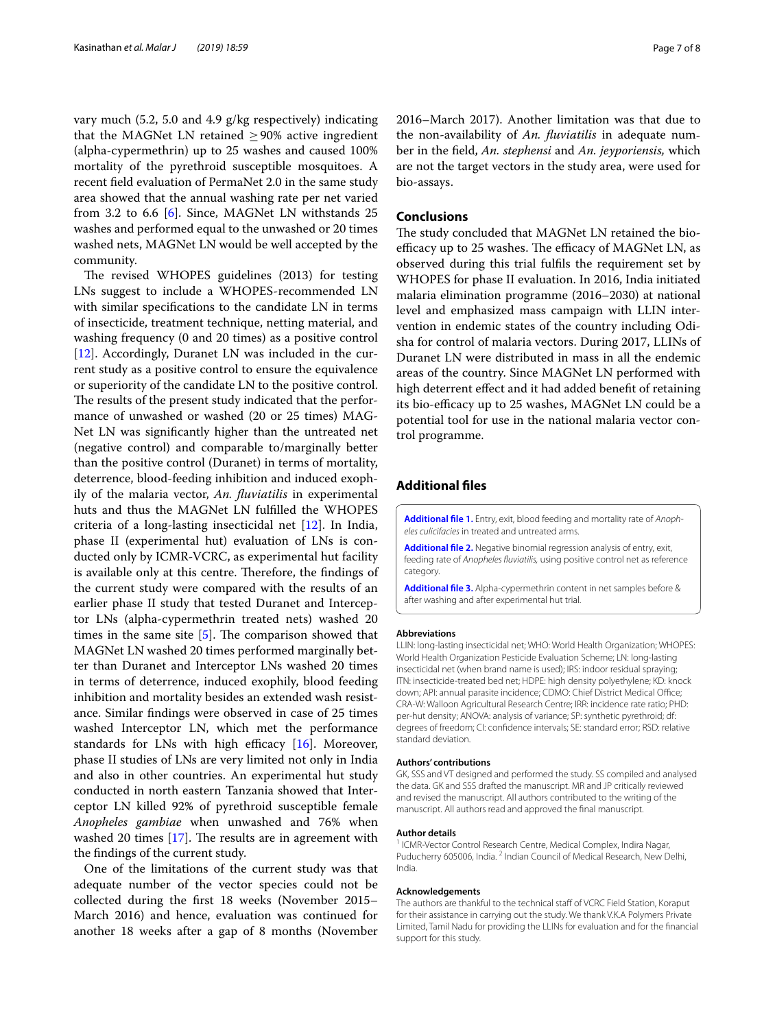vary much (5.2, 5.0 and 4.9 g/kg respectively) indicating that the MAGNet LN retained $\geq$90% active ingredient (alpha-cypermethrin) up to 25 washes and caused 100% mortality of the pyrethroid susceptible mosquitoes. A recent field evaluation of PermaNet 2.0 in the same study area showed that the annual washing rate per net varied from 3.2 to 6.6 [6]. Since, MAGNet LN withstands 25 washes and performed equal to the unwashed or 20 times washed nets, MAGNet LN would be well accepted by the community.

The revised WHOPES guidelines (2013) for testing LNs suggest to include a WHOPES-recommended LN with similar specifications to the candidate LN in terms of insecticide, treatment technique, netting material, and washing frequency (0 and 20 times) as a positive control [12]. Accordingly, Duranet LN was included in the current study as a positive control to ensure the equivalence or superiority of the candidate LN to the positive control. The results of the present study indicated that the performance of unwashed or washed (20 or 25 times) MAGNet LN was significantly higher than the untreated net (negative control) and comparable to/marginally better than the positive control (Duranet) in terms of mortality, deterrence, blood-feeding inhibition and induced exophily of the malaria vector, *An. fluviatilis* in experimental huts and thus the MAGNet LN fulfilled the WHOPES criteria of a long-lasting insecticidal net [12]. In India, phase II (experimental hut) evaluation of LNs is conducted only by ICMR-VCRC, as experimental hut facility is available only at this centre. Therefore, the findings of the current study were compared with the results of an earlier phase II study that tested Duranet and Interceptor LNs (alpha-cypermethrin treated nets) washed 20 times in the same site [5]. The comparison showed that MAGNet LN washed 20 times performed marginally better than Duranet and Interceptor LNs washed 20 times in terms of deterrence, induced exophily, blood feeding inhibition and mortality besides an extended wash resistance. Similar findings were observed in case of 25 times washed Interceptor LN, which met the performance standards for LNs with high efficacy [16]. Moreover, phase II studies of LNs are very limited not only in India and also in other countries. An experimental hut study conducted in north eastern Tanzania showed that Interceptor LN killed 92% of pyrethroid susceptible female *Anopheles gambiae* when unwashed and 76% when washed 20 times [17]. The results are in agreement with the findings of the current study.

One of the limitations of the current study was that adequate number of the vector species could not be collected during the first 18 weeks (November 2015–March 2016) and hence, evaluation was continued for another 18 weeks after a gap of 8 months (November 2016–March 2017). Another limitation was that due to the non-availability of *An. fluviatilis* in adequate number in the field, *An. stephensi* and *An. jeyporiensis,* which are not the target vectors in the study area, were used for bio-assays.

## Conclusions

The study concluded that MAGNet LN retained the bio-efficacy up to 25 washes. The efficacy of MAGNet LN, as observed during this trial fulfils the requirement set by WHOPES for phase II evaluation. In 2016, India initiated malaria elimination programme (2016–2030) at national level and emphasized mass campaign with LLIN intervention in endemic states of the country including Odisha for control of malaria vectors. During 2017, LLINs of Duranet LN were distributed in mass in all the endemic areas of the country. Since MAGNet LN performed with high deterrent effect and it had added benefit of retaining its bio-efficacy up to 25 washes, MAGNet LN could be a potential tool for use in the national malaria vector control programme.

## Additional files

**Additional file 1.** Entry, exit, blood feeding and mortality rate of *Anopheles culicifacies* in treated and untreated arms.

**Additional file 2.** Negative binomial regression analysis of entry, exit, feeding rate of *Anopheles fluviatilis,* using positive control net as reference category.

**Additional file 3.** Alpha-cypermethrin content in net samples before & after washing and after experimental hut trial.

### Abbreviations

LLIN: long-lasting insecticidal net; WHO: World Health Organization; WHOPES: World Health Organization Pesticide Evaluation Scheme; LN: long-lasting insecticidal net (when brand name is used); IRS: indoor residual spraying; ITN: insecticide-treated bed net; HDPE: high density polyethylene; KD: knock down; API: annual parasite incidence; CDMO: Chief District Medical Office; CRA-W: Walloon Agricultural Research Centre; IRR: incidence rate ratio; PHD: per-hut density; ANOVA: analysis of variance; SP: synthetic pyrethroid; df: degrees of freedom; CI: confidence intervals; SE: standard error; RSD: relative standard deviation.

### Authors' contributions

GK, SSS and VT designed and performed the study. SS compiled and analysed the data. GK and SSS drafted the manuscript. MR and JP critically reviewed and revised the manuscript. All authors contributed to the writing of the manuscript. All authors read and approved the final manuscript.

### Author details

[1] ICMR-Vector Control Research Centre, Medical Complex, Indira Nagar, Puducherry 605006, India. [2] Indian Council of Medical Research, New Delhi, India.

### Acknowledgements

The authors are thankful to the technical staff of VCRC Field Station, Koraput for their assistance in carrying out the study. We thank V.K.A Polymers Private Limited, Tamil Nadu for providing the LLINs for evaluation and for the financial support for this study.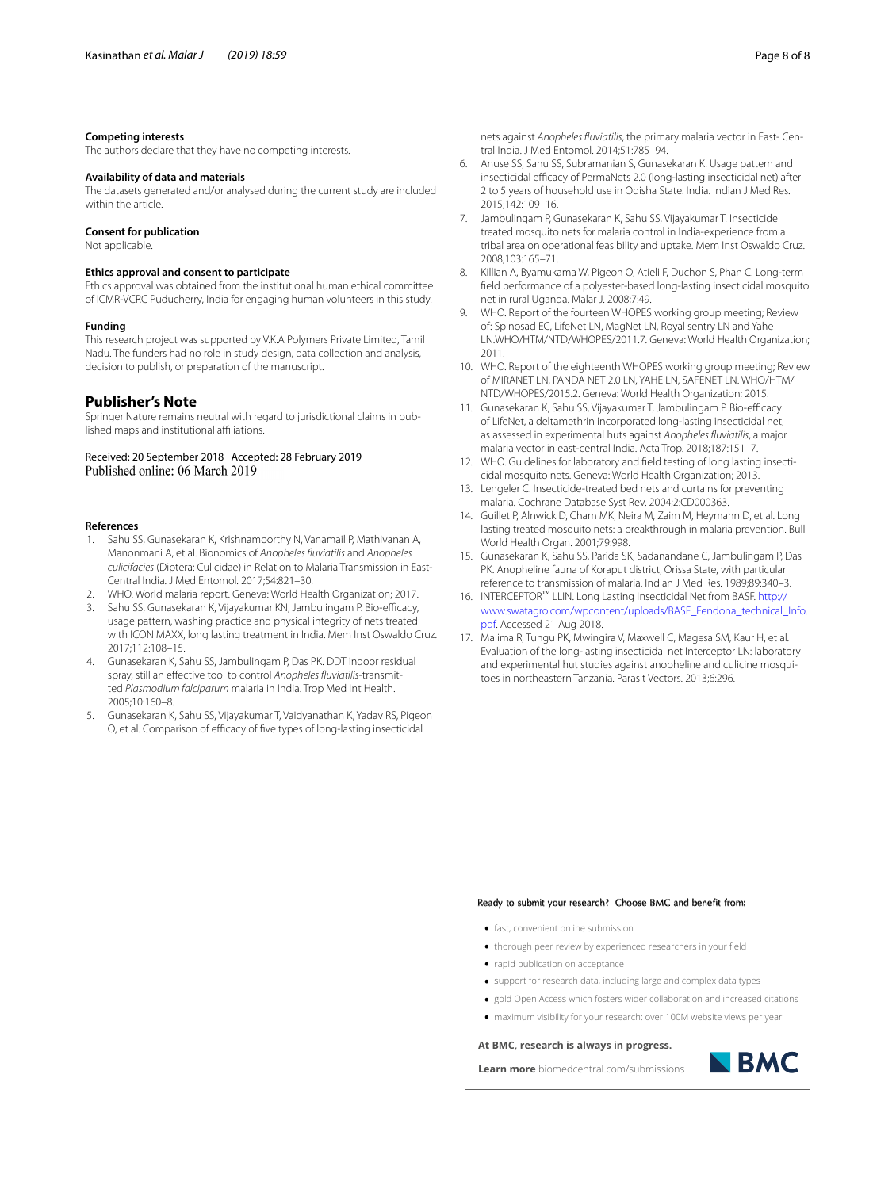#### Competing interests

The authors declare that they have no competing interests.

#### Availability of data and materials

The datasets generated and/or analysed during the current study are included within the article.

#### Consent for publication

Not applicable.

#### Ethics approval and consent to participate

Ethics approval was obtained from the institutional human ethical committee of ICMR-VCRC Puducherry, India for engaging human volunteers in this study.

#### Funding

This research project was supported by V.K.A Polymers Private Limited, Tamil Nadu. The funders had no role in study design, data collection and analysis, decision to publish, or preparation of the manuscript.

## Publisher's Note

Springer Nature remains neutral with regard to jurisdictional claims in published maps and institutional affiliations.

Received: 20 September 2018 Accepted: 28 February 2019
Published online: 06 March 2019

#### References

1. Sahu SS, Gunasekaran K, Krishnamoorthy N, Vanamail P, Mathivanan A, Manonmani A, et al. Bionomics of *Anopheles fluviatilis* and *Anopheles culicifacies* (Diptera: Culicidae) in Relation to Malaria Transmission in East-Central India. J Med Entomol. 2017;54:821–30.
2. WHO. World malaria report. Geneva: World Health Organization; 2017.
3. Sahu SS, Gunasekaran K, Vijayakumar KN, Jambulingam P. Bio-efficacy, usage pattern, washing practice and physical integrity of nets treated with ICON MAXX, long lasting treatment in India. Mem Inst Oswaldo Cruz. 2017;112:108–15.
4. Gunasekaran K, Sahu SS, Jambulingam P, Das PK. DDT indoor residual spray, still an effective tool to control *Anopheles fluviatilis*-transmitted *Plasmodium falciparum* malaria in India. Trop Med Int Health. 2005;10:160–8.
5. Gunasekaran K, Sahu SS, Vijayakumar T, Vaidyanathan K, Yadav RS, Pigeon O, et al. Comparison of efficacy of five types of long-lasting insecticidal nets against *Anopheles fluviatilis*, the primary malaria vector in East- Central India. J Med Entomol. 2014;51:785–94.
6. Anuse SS, Sahu SS, Subramanian S, Gunasekaran K. Usage pattern and insecticidal efficacy of PermaNets 2.0 (long-lasting insecticidal net) after 2 to 5 years of household use in Odisha State. India. Indian J Med Res. 2015;142:109–16.
7. Jambulingam P, Gunasekaran K, Sahu SS, Vijayakumar T. Insecticide treated mosquito nets for malaria control in India-experience from a tribal area on operational feasibility and uptake. Mem Inst Oswaldo Cruz. 2008;103:165–71.
8. Killian A, Byamukama W, Pigeon O, Atieli F, Duchon S, Phan C. Long-term field performance of a polyester-based long-lasting insecticidal mosquito net in rural Uganda. Malar J. 2008;7:49.
9. WHO. Report of the fourteen WHOPES working group meeting; Review of: Spinosad EC, LifeNet LN, MagNet LN, Royal sentry LN and Yahe LN.WHO/HTM/NTD/WHOPES/2011.7. Geneva: World Health Organization; 2011.
10. WHO. Report of the eighteenth WHOPES working group meeting; Review of MIRANET LN, PANDA NET 2.0 LN, YAHE LN, SAFENET LN. WHO/HTM/NTD/WHOPES/2015.2. Geneva: World Health Organization; 2015.
11. Gunasekaran K, Sahu SS, Vijayakumar T, Jambulingam P. Bio-efficacy of LifeNet, a deltamethrin incorporated long-lasting insecticidal net, as assessed in experimental huts against *Anopheles fluviatilis*, a major malaria vector in east-central India. Acta Trop. 2018;187:151–7.
12. WHO. Guidelines for laboratory and field testing of long lasting insecticidal mosquito nets. Geneva: World Health Organization; 2013.
13. Lengeler C. Insecticide-treated bed nets and curtains for preventing malaria. Cochrane Database Syst Rev. 2004;2:CD000363.
14. Guillet P, Alnwick D, Cham MK, Neira M, Zaim M, Heymann D, et al. Long lasting treated mosquito nets: a breakthrough in malaria prevention. Bull World Health Organ. 2001;79:998.
15. Gunasekaran K, Sahu SS, Parida SK, Sadanandane C, Jambulingam P, Das PK. Anopheline fauna of Koraput district, Orissa State, with particular reference to transmission of malaria. Indian J Med Res. 1989;89:340–3.
16. INTERCEPTOR™ LLIN. Long Lasting Insecticidal Net from BASF. http://www.swatagro.com/wpcontent/uploads/BASF_Fendona_technical_Info.pdf. Accessed 21 Aug 2018.
17. Malima R, Tungu PK, Mwingira V, Maxwell C, Magesa SM, Kaur H, et al. Evaluation of the long-lasting insecticidal net Interceptor LN: laboratory and experimental hut studies against anopheline and culicine mosquitoes in northeastern Tanzania. Parasit Vectors. 2013;6:296.

Ready to submit your research? Choose BMC and benefit from:

- fast, convenient online submission
- thorough peer review by experienced researchers in your field
- rapid publication on acceptance
- support for research data, including large and complex data types
- gold Open Access which fosters wider collaboration and increased citations
- maximum visibility for your research: over 100M website views per year

**At BMC, research is always in progress.**

**Learn more** biomedcentral.com/submissions

BMC